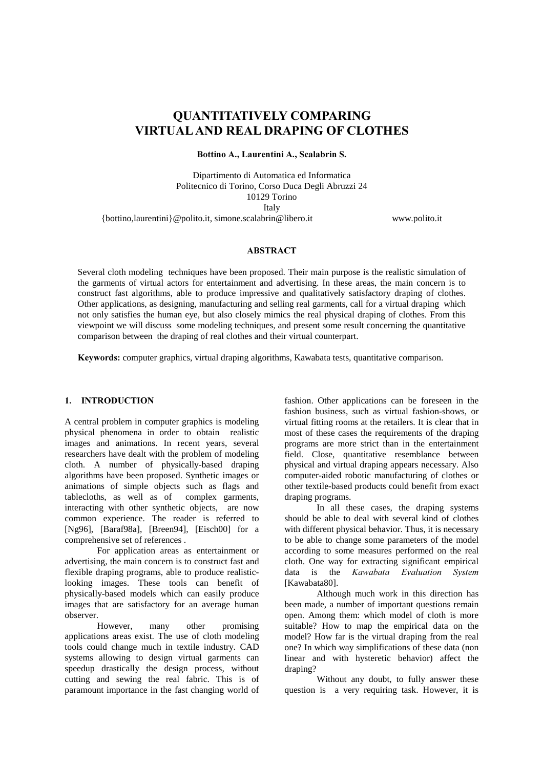# QUANTITATIVELY COMPARING VIRTUAL AND REAL DRAPING OF CLOTHES

**Bottino A., Laurentini A., Scalabrin S.**

Dipartimento di Automatica ed Informatica
Politecnico di Torino, Corso Duca Degli Abruzzi 24
10129 Torino
Italy
{bottino,laurentini}@polito.it, simone.scalabrin@libero.it www.polito.it

## ABSTRACT

Several cloth modeling techniques have been proposed. Their main purpose is the realistic simulation of the garments of virtual actors for entertainment and advertising. In these areas, the main concern is to construct fast algorithms, able to produce impressive and qualitatively satisfactory draping of clothes. Other applications, as designing, manufacturing and selling real garments, call for a virtual draping which not only satisfies the human eye, but also closely mimics the real physical draping of clothes. From this viewpoint we will discuss some modeling techniques, and present some result concerning the quantitative comparison between the draping of real clothes and their virtual counterpart.

**Keywords:** computer graphics, virtual draping algorithms, Kawabata tests, quantitative comparison.

## 1. INTRODUCTION

A central problem in computer graphics is modeling physical phenomena in order to obtain realistic images and animations. In recent years, several researchers have dealt with the problem of modeling cloth. A number of physically-based draping algorithms have been proposed. Synthetic images or animations of simple objects such as flags and tablecloths, as well as of complex garments, interacting with other synthetic objects, are now common experience. The reader is referred to [Ng96], [Baraf98a], [Breen94], [Eisch00] for a comprehensive set of references .

For application areas as entertainment or advertising, the main concern is to construct fast and flexible draping programs, able to produce realistic-looking images. These tools can benefit of physically-based models which can easily produce images that are satisfactory for an average human observer.

However, many other promising applications areas exist. The use of cloth modeling tools could change much in textile industry. CAD systems allowing to design virtual garments can speedup drastically the design process, without cutting and sewing the real fabric. This is of paramount importance in the fast changing world of fashion. Other applications can be foreseen in the fashion business, such as virtual fashion-shows, or virtual fitting rooms at the retailers. It is clear that in most of these cases the requirements of the draping programs are more strict than in the entertainment field. Close, quantitative resemblance between physical and virtual draping appears necessary. Also computer-aided robotic manufacturing of clothes or other textile-based products could benefit from exact draping programs.

In all these cases, the draping systems should be able to deal with several kind of clothes with different physical behavior. Thus, it is necessary to be able to change some parameters of the model according to some measures performed on the real cloth. One way for extracting significant empirical data is the *Kawabata Evaluation System* [Kawabata80].

Although much work in this direction has been made, a number of important questions remain open. Among them: which model of cloth is more suitable? How to map the empirical data on the model? How far is the virtual draping from the real one? In which way simplifications of these data (non linear and with hysteretic behavior) affect the draping?

Without any doubt, to fully answer these question is a very requiring task. However, it is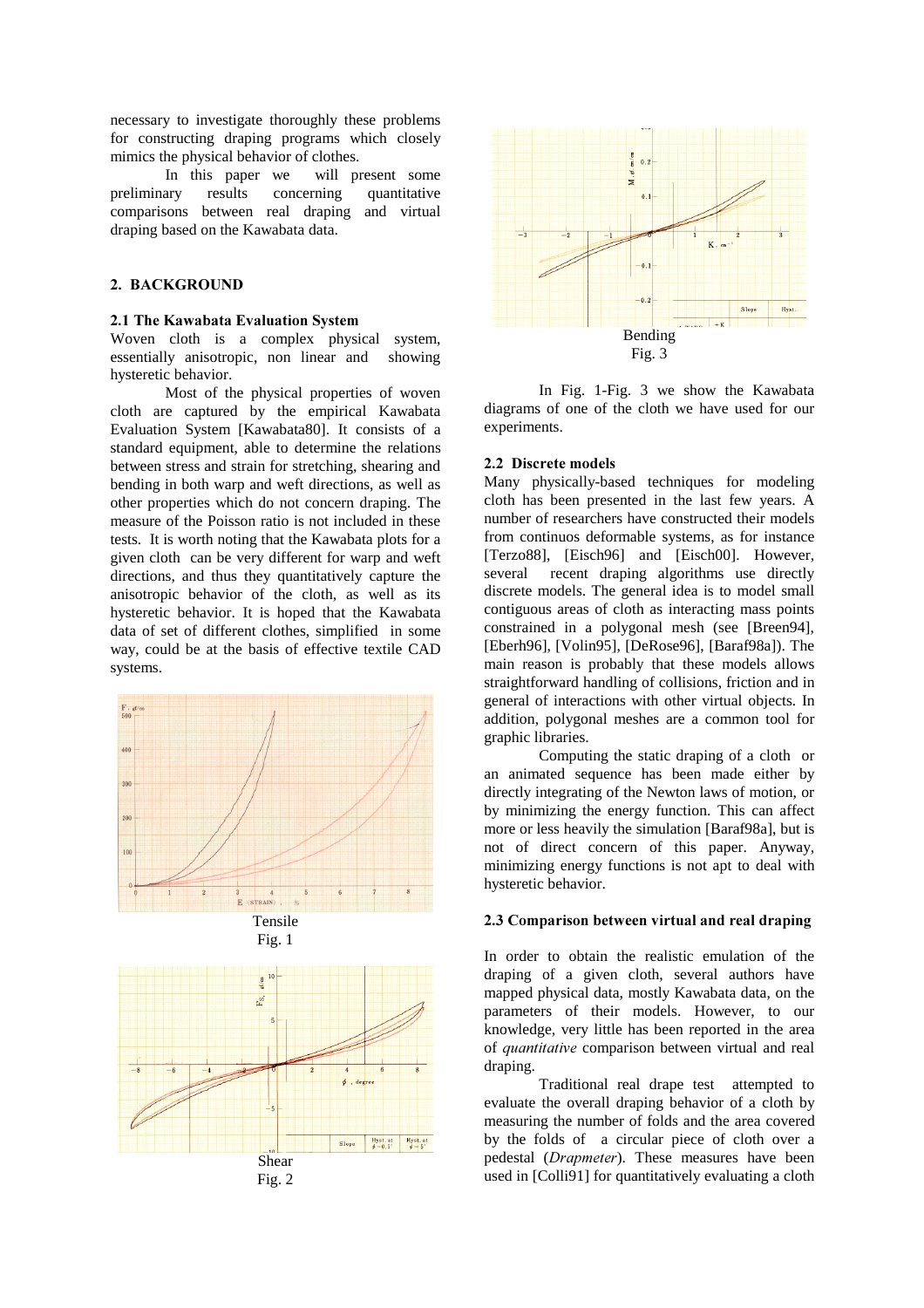necessary to investigate thoroughly these problems for constructing draping programs which closely mimics the physical behavior of clothes.

In this paper we will present some preliminary results concerning quantitative comparisons between real draping and virtual draping based on the Kawabata data.

## 2. BACKGROUND

### 2.1 The Kawabata Evaluation System

Woven cloth is a complex physical system, essentially anisotropic, non linear and showing hysteretic behavior.

Most of the physical properties of woven cloth are captured by the empirical Kawabata Evaluation System [Kawabata80]. It consists of a standard equipment, able to determine the relations between stress and strain for stretching, shearing and bending in both warp and weft directions, as well as other properties which do not concern draping. The measure of the Poisson ratio is not included in these tests. It is worth noting that the Kawabata plots for a given cloth can be very different for warp and weft directions, and thus they quantitatively capture the anisotropic behavior of the cloth, as well as its hysteretic behavior. It is hoped that the Kawabata data of set of different clothes, simplified in some way, could be at the basis of effective textile CAD systems.

Tensile
Fig. 1

Shear
Fig. 2

Bending
Fig. 3

In Fig. 1-Fig. 3 we show the Kawabata diagrams of one of the cloth we have used for our experiments.

### 2.2 Discrete models

Many physically-based techniques for modeling cloth has been presented in the last few years. A number of researchers have constructed their models from continuos deformable systems, as for instance [Terzo88], [Eisch96] and [Eisch00]. However, several recent draping algorithms use directly discrete models. The general idea is to model small contiguous areas of cloth as interacting mass points constrained in a polygonal mesh (see [Breen94], [Eberh96], [Volin95], [DeRose96], [Baraf98a]). The main reason is probably that these models allows straightforward handling of collisions, friction and in general of interactions with other virtual objects. In addition, polygonal meshes are a common tool for graphic libraries.

Computing the static draping of a cloth or an animated sequence has been made either by directly integrating of the Newton laws of motion, or by minimizing the energy function. This can affect more or less heavily the simulation [Baraf98a], but is not of direct concern of this paper. Anyway, minimizing energy functions is not apt to deal with hysteretic behavior.

### 2.3 Comparison between virtual and real draping

In order to obtain the realistic emulation of the draping of a given cloth, several authors have mapped physical data, mostly Kawabata data, on the parameters of their models. However, to our knowledge, very little has been reported in the area of *quantitative* comparison between virtual and real draping.

Traditional real drape test attempted to evaluate the overall draping behavior of a cloth by measuring the number of folds and the area covered by the folds of a circular piece of cloth over a pedestal (*Drapmeter*). These measures have been used in [Colli91] for quantitatively evaluating a cloth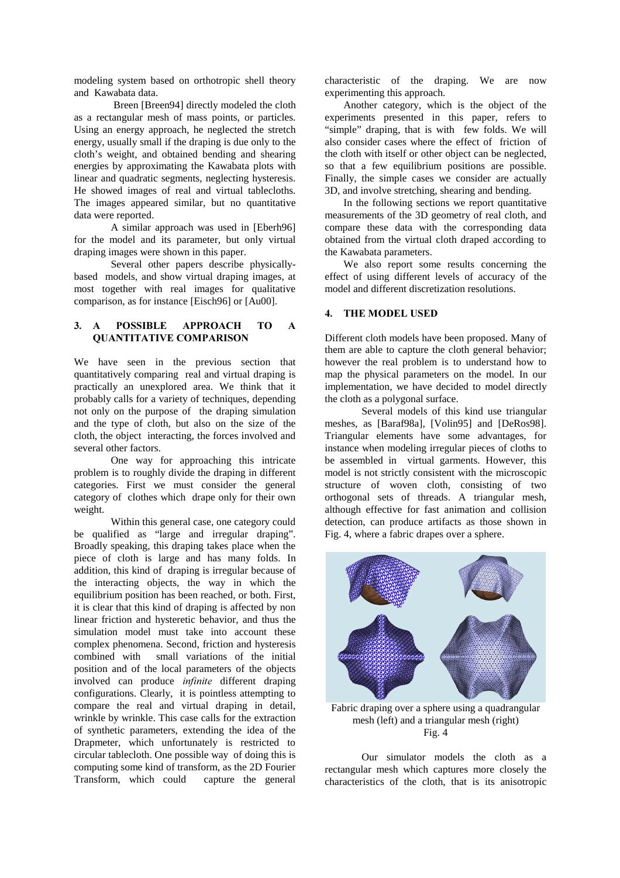modeling system based on orthotropic shell theory and Kawabata data.

Breen [Breen94] directly modeled the cloth as a rectangular mesh of mass points, or particles. Using an energy approach, he neglected the stretch energy, usually small if the draping is due only to the cloth's weight, and obtained bending and shearing energies by approximating the Kawabata plots with linear and quadratic segments, neglecting hysteresis. He showed images of real and virtual tablecloths. The images appeared similar, but no quantitative data were reported.

A similar approach was used in [Eberh96] for the model and its parameter, but only virtual draping images were shown in this paper.

Several other papers describe physically-based models, and show virtual draping images, at most together with real images for qualitative comparison, as for instance [Eisch96] or [Au00].

## 3. A POSSIBLE APPROACH TO A QUANTITATIVE COMPARISON

We have seen in the previous section that quantitatively comparing real and virtual draping is practically an unexplored area. We think that it probably calls for a variety of techniques, depending not only on the purpose of the draping simulation and the type of cloth, but also on the size of the cloth, the object interacting, the forces involved and several other factors.

One way for approaching this intricate problem is to roughly divide the draping in different categories. First we must consider the general category of clothes which drape only for their own weight.

Within this general case, one category could be qualified as "large and irregular draping". Broadly speaking, this draping takes place when the piece of cloth is large and has many folds. In addition, this kind of draping is irregular because of the interacting objects, the way in which the equilibrium position has been reached, or both. First, it is clear that this kind of draping is affected by non linear friction and hysteretic behavior, and thus the simulation model must take into account these complex phenomena. Second, friction and hysteresis combined with small variations of the initial position and of the local parameters of the objects involved can produce *infinite* different draping configurations. Clearly, it is pointless attempting to compare the real and virtual draping in detail, wrinkle by wrinkle. This case calls for the extraction of synthetic parameters, extending the idea of the Drapmeter, which unfortunately is restricted to circular tablecloth. One possible way of doing this is computing some kind of transform, as the 2D Fourier Transform, which could capture the general characteristic of the draping. We are now experimenting this approach.

Another category, which is the object of the experiments presented in this paper, refers to "simple" draping, that is with few folds. We will also consider cases where the effect of friction of the cloth with itself or other object can be neglected, so that a few equilibrium positions are possible. Finally, the simple cases we consider are actually 3D, and involve stretching, shearing and bending.

In the following sections we report quantitative measurements of the 3D geometry of real cloth, and compare these data with the corresponding data obtained from the virtual cloth draped according to the Kawabata parameters.

We also report some results concerning the effect of using different levels of accuracy of the model and different discretization resolutions.

## 4. THE MODEL USED

Different cloth models have been proposed. Many of them are able to capture the cloth general behavior; however the real problem is to understand how to map the physical parameters on the model. In our implementation, we have decided to model directly the cloth as a polygonal surface.

Several models of this kind use triangular meshes, as [Baraf98a], [Volin95] and [DeRos98]. Triangular elements have some advantages, for instance when modeling irregular pieces of cloths to be assembled in virtual garments. However, this model is not strictly consistent with the microscopic structure of woven cloth, consisting of two orthogonal sets of threads. A triangular mesh, although effective for fast animation and collision detection, can produce artifacts as those shown in Fig. 4, where a fabric drapes over a sphere.

Fabric draping over a sphere using a quadrangular mesh (left) and a triangular mesh (right)
Fig. 4

Our simulator models the cloth as a rectangular mesh which captures more closely the characteristics of the cloth, that is its anisotropic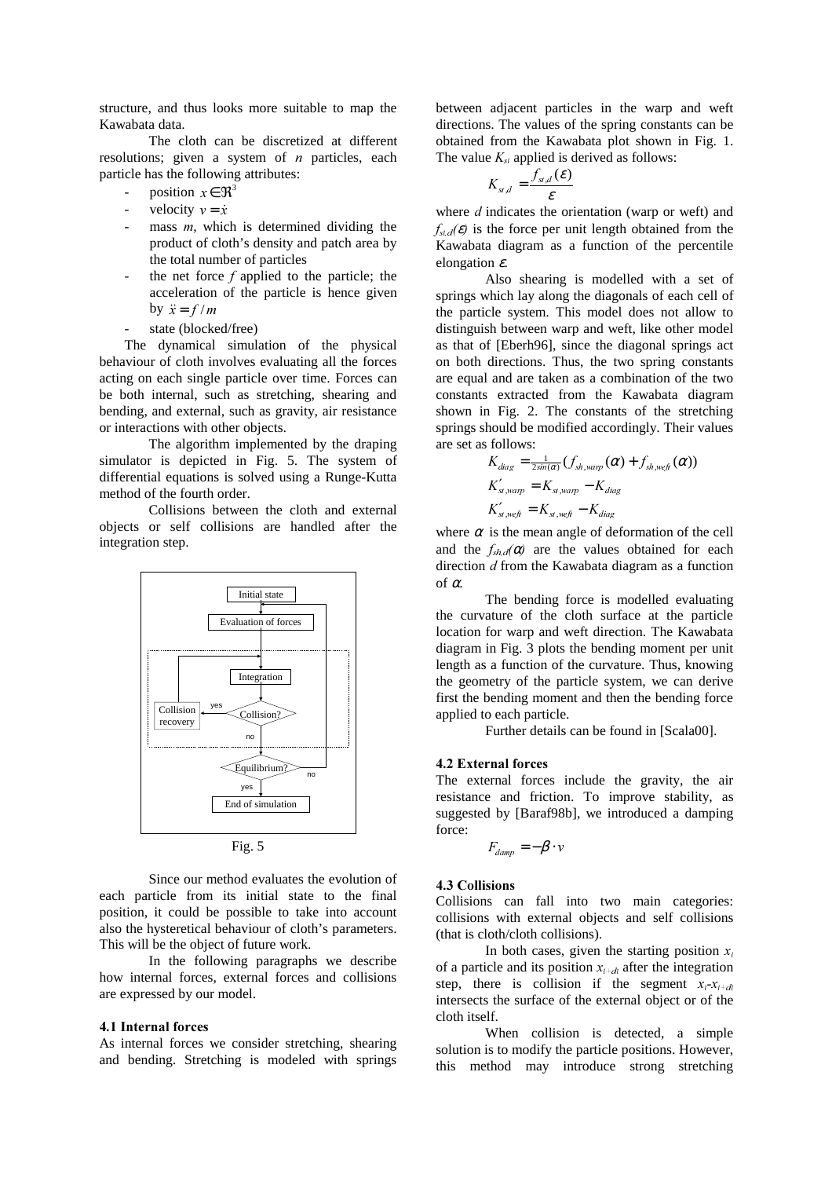structure, and thus looks more suitable to map the Kawabata data.

The cloth can be discretized at different resolutions; given a system of $n$ particles, each particle has the following attributes:

- position $x \in \Re^3$
- velocity $v = \dot{x}$
- mass $m$, which is determined dividing the product of cloth's density and patch area by the total number of particles
- the net force $f$ applied to the particle; the acceleration of the particle is hence given by $\ddot{x} = f / m$
- state (blocked/free)

The dynamical simulation of the physical behaviour of cloth involves evaluating all the forces acting on each single particle over time. Forces can be both internal, such as stretching, shearing and bending, and external, such as gravity, air resistance or interactions with other objects.

The algorithm implemented by the draping simulator is depicted in Fig. 5. The system of differential equations is solved using a Runge-Kutta method of the fourth order.

Collisions between the cloth and external objects or self collisions are handled after the integration step.

Initial state → Evaluation of forces → Integration → Collision? (yes → Collision recovery → Integration; no → Equilibrium?) → Equilibrium? (no → Evaluation of forces; yes → End of simulation)

Fig. 5

Since our method evaluates the evolution of each particle from its initial state to the final position, it could be possible to take into account also the hysteretical behaviour of cloth's parameters. This will be the object of future work.

In the following paragraphs we describe how internal forces, external forces and collisions are expressed by our model.

### 4.1 Internal forces

As internal forces we consider stretching, shearing and bending. Stretching is modeled with springs between adjacent particles in the warp and weft directions. The values of the spring constants can be obtained from the Kawabata plot shown in Fig. 1. The value $K_{st}$ applied is derived as follows:

$$K_{st,d} = \frac{f_{st,d}(\varepsilon)}{\varepsilon}$$

where $d$ indicates the orientation (warp or weft) and $f_{st,d}(\varepsilon)$ is the force per unit length obtained from the Kawabata diagram as a function of the percentile elongation $\varepsilon$.

Also shearing is modelled with a set of springs which lay along the diagonals of each cell of the particle system. This model does not allow to distinguish between warp and weft, like other model as that of [Eberh96], since the diagonal springs act on both directions. Thus, the two spring constants are equal and are taken as a combination of the two constants extracted from the Kawabata diagram shown in Fig. 2. The constants of the stretching springs should be modified accordingly. Their values are set as follows:

$$K_{diag} = \tfrac{1}{2\sin(\alpha)}(f_{sh,warp}(\alpha) + f_{sh,weft}(\alpha))$$

$$K'_{st,warp} = K_{st,warp} - K_{diag}$$

$$K'_{st,weft} = K_{st,weft} - K_{diag}$$

where $\alpha$ is the mean angle of deformation of the cell and the $f_{sh,d}(\alpha)$ are the values obtained for each direction $d$ from the Kawabata diagram as a function of $\alpha$.

The bending force is modelled evaluating the curvature of the cloth surface at the particle location for warp and weft direction. The Kawabata diagram in Fig. 3 plots the bending moment per unit length as a function of the curvature. Thus, knowing the geometry of the particle system, we can derive first the bending moment and then the bending force applied to each particle.

Further details can be found in [Scala00].

### 4.2 External forces

The external forces include the gravity, the air resistance and friction. To improve stability, as suggested by [Baraf98b], we introduced a damping force:

$$F_{damp} = -\beta \cdot v$$

### 4.3 Collisions

Collisions can fall into two main categories: collisions with external objects and self collisions (that is cloth/cloth collisions).

In both cases, given the starting position $x_t$ of a particle and its position $x_{t+dt}$ after the integration step, there is collision if the segment $x_t$-$x_{t+dt}$ intersects the surface of the external object or of the cloth itself.

When collision is detected, a simple solution is to modify the particle positions. However, this method may introduce strong stretching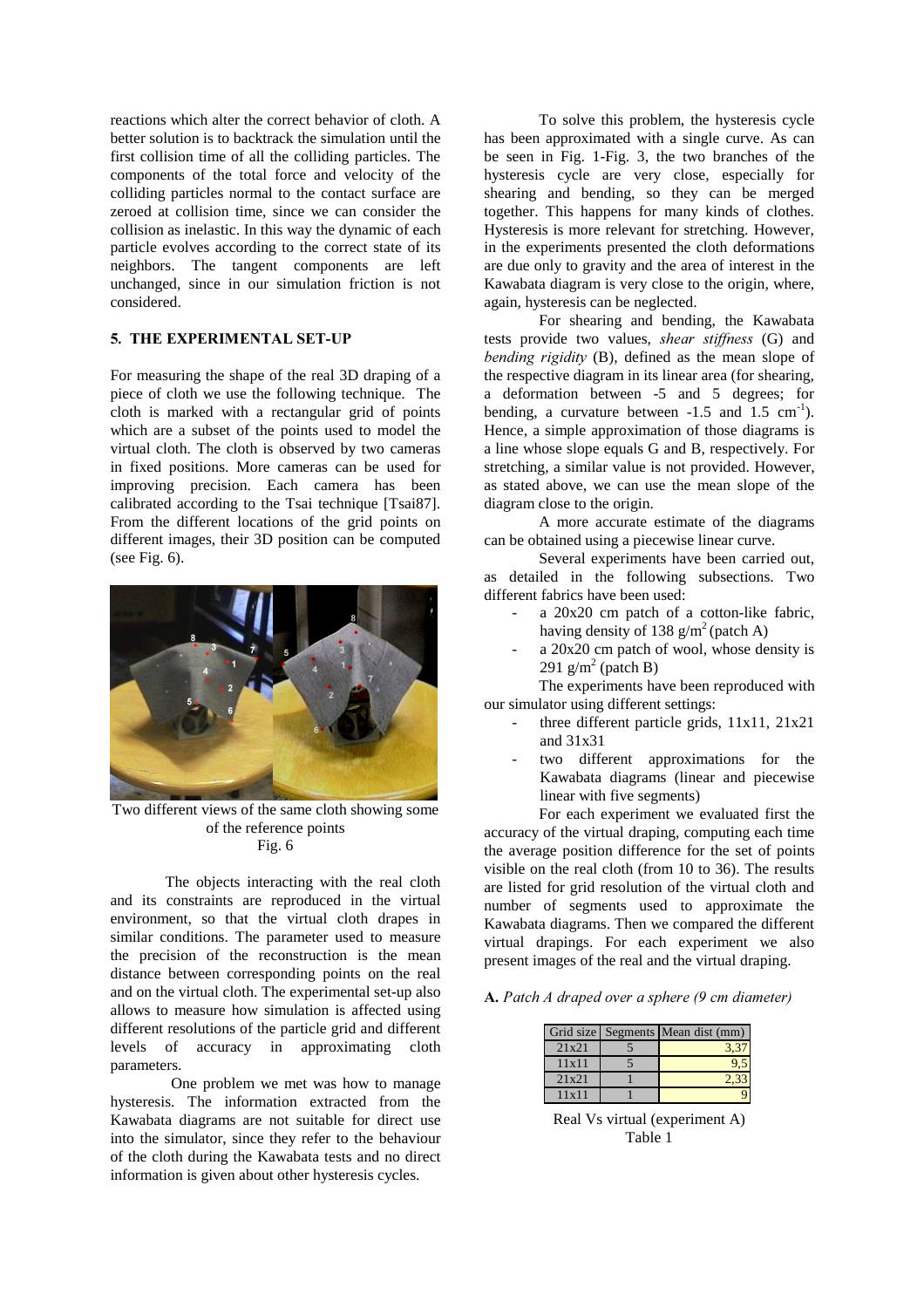reactions which alter the correct behavior of cloth. A better solution is to backtrack the simulation until the first collision time of all the colliding particles. The components of the total force and velocity of the colliding particles normal to the contact surface are zeroed at collision time, since we can consider the collision as inelastic. In this way the dynamic of each particle evolves according to the correct state of its neighbors. The tangent components are left unchanged, since in our simulation friction is not considered.

## 5. THE EXPERIMENTAL SET-UP

For measuring the shape of the real 3D draping of a piece of cloth we use the following technique. The cloth is marked with a rectangular grid of points which are a subset of the points used to model the virtual cloth. The cloth is observed by two cameras in fixed positions. More cameras can be used for improving precision. Each camera has been calibrated according to the Tsai technique [Tsai87]. From the different locations of the grid points on different images, their 3D position can be computed (see Fig. 6).

Two different views of the same cloth showing some of the reference points
Fig. 6

The objects interacting with the real cloth and its constraints are reproduced in the virtual environment, so that the virtual cloth drapes in similar conditions. The parameter used to measure the precision of the reconstruction is the mean distance between corresponding points on the real and on the virtual cloth. The experimental set-up also allows to measure how simulation is affected using different resolutions of the particle grid and different levels of accuracy in approximating cloth parameters.

One problem we met was how to manage hysteresis. The information extracted from the Kawabata diagrams are not suitable for direct use into the simulator, since they refer to the behaviour of the cloth during the Kawabata tests and no direct information is given about other hysteresis cycles.

To solve this problem, the hysteresis cycle has been approximated with a single curve. As can be seen in Fig. 1-Fig. 3, the two branches of the hysteresis cycle are very close, especially for shearing and bending, so they can be merged together. This happens for many kinds of clothes. Hysteresis is more relevant for stretching. However, in the experiments presented the cloth deformations are due only to gravity and the area of interest in the Kawabata diagram is very close to the origin, where, again, hysteresis can be neglected.

For shearing and bending, the Kawabata tests provide two values, *shear stiffness* (G) and *bending rigidity* (B), defined as the mean slope of the respective diagram in its linear area (for shearing, a deformation between -5 and 5 degrees; for bending, a curvature between -1.5 and 1.5 $cm^{-1}$). Hence, a simple approximation of those diagrams is a line whose slope equals G and B, respectively. For stretching, a similar value is not provided. However, as stated above, we can use the mean slope of the diagram close to the origin.

A more accurate estimate of the diagrams can be obtained using a piecewise linear curve.

Several experiments have been carried out, as detailed in the following subsections. Two different fabrics have been used:

- a 20x20 cm patch of a cotton-like fabric, having density of 138 $g/m^2$ (patch A)
- a 20x20 cm patch of wool, whose density is 291 $g/m^2$ (patch B)

The experiments have been reproduced with our simulator using different settings:

- three different particle grids, 11x11, 21x21 and 31x31
- two different approximations for the Kawabata diagrams (linear and piecewise linear with five segments)

For each experiment we evaluated first the accuracy of the virtual draping, computing each time the average position difference for the set of points visible on the real cloth (from 10 to 36). The results are listed for grid resolution of the virtual cloth and number of segments used to approximate the Kawabata diagrams. Then we compared the different virtual drapings. For each experiment we also present images of the real and the virtual draping.

**A.** *Patch A draped over a sphere (9 cm diameter)*

| Grid size | Segments | Mean dist (mm) |
|---|---|---|
| 21x21 | 5 | 3,37 |
| 11x11 | 5 | 9,5 |
| 21x21 | 1 | 2,33 |
| 11x11 | 1 | 9 |

Real Vs virtual (experiment A)
Table 1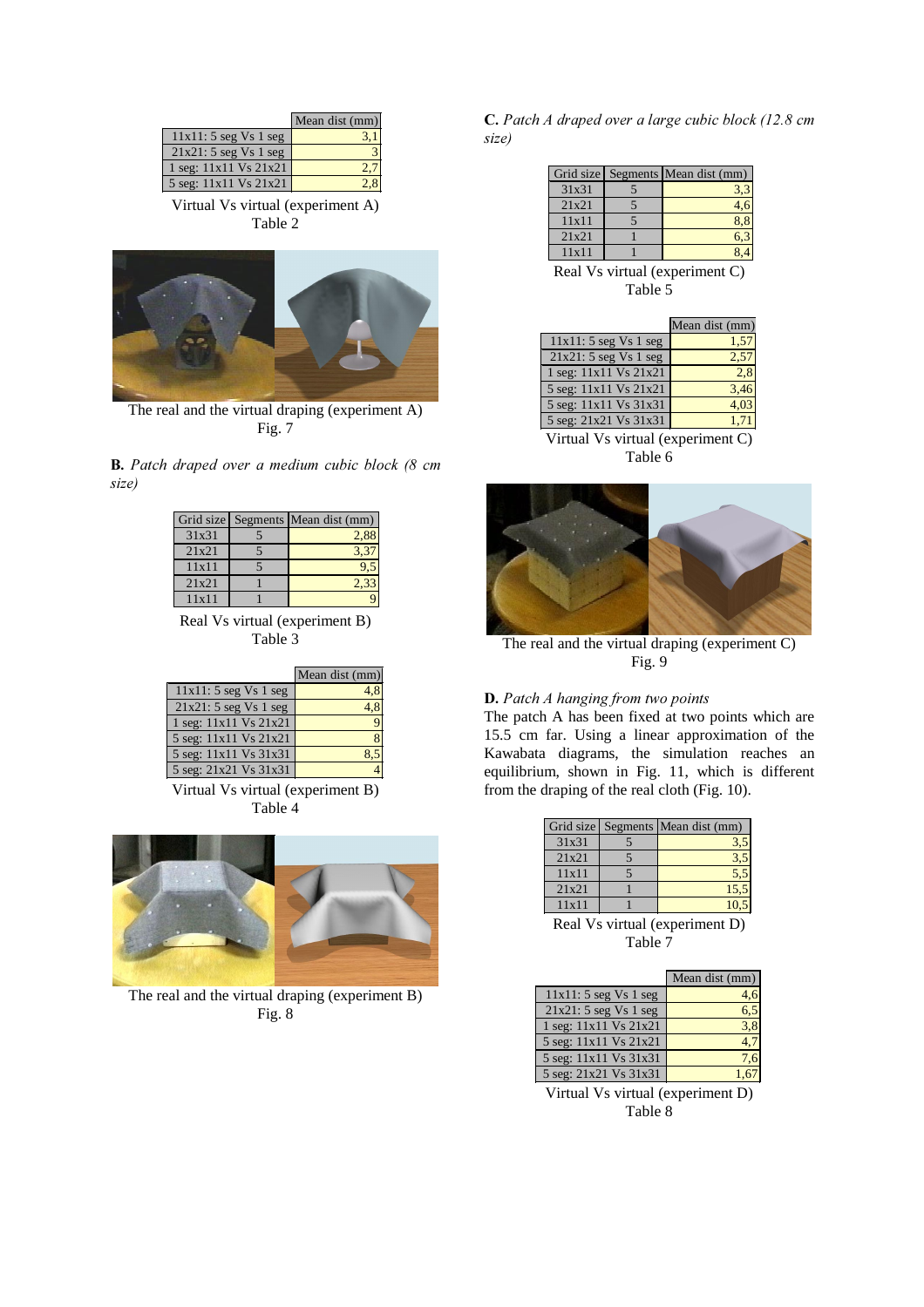| | Mean dist (mm) |
|---|---|
| 11x11: 5 seg Vs 1 seg | 3,1 |
| 21x21: 5 seg Vs 1 seg | 3 |
| 1 seg: 11x11 Vs 21x21 | 2,7 |
| 5 seg: 11x11 Vs 21x21 | 2,8 |

Virtual Vs virtual (experiment A)
Table 2

The real and the virtual draping (experiment A)
Fig. 7

**B.** *Patch draped over a medium cubic block (8 cm size)*

| Grid size | Segments | Mean dist (mm) |
|---|---|---|
| 31x31 | 5 | 2,88 |
| 21x21 | 5 | 3,37 |
| 11x11 | 5 | 9,5 |
| 21x21 | 1 | 2,33 |
| 11x11 | 1 | 9 |

Real Vs virtual (experiment B)
Table 3

| | Mean dist (mm) |
|---|---|
| 11x11: 5 seg Vs 1 seg | 4,8 |
| 21x21: 5 seg Vs 1 seg | 4,8 |
| 1 seg: 11x11 Vs 21x21 | 9 |
| 5 seg: 11x11 Vs 21x21 | 8 |
| 5 seg: 11x11 Vs 31x31 | 8,5 |
| 5 seg: 21x21 Vs 31x31 | 4 |

Virtual Vs virtual (experiment B)
Table 4

The real and the virtual draping (experiment B)
Fig. 8

**C.** *Patch A draped over a large cubic block (12.8 cm size)*

| Grid size | Segments | Mean dist (mm) |
|---|---|---|
| 31x31 | 5 | 3,3 |
| 21x21 | 5 | 4,6 |
| 11x11 | 5 | 8,8 |
| 21x21 | 1 | 6,3 |
| 11x11 | 1 | 8,4 |

Real Vs virtual (experiment C)
Table 5

| | Mean dist (mm) |
|---|---|
| 11x11: 5 seg Vs 1 seg | 1,57 |
| 21x21: 5 seg Vs 1 seg | 2,57 |
| 1 seg: 11x11 Vs 21x21 | 2,8 |
| 5 seg: 11x11 Vs 21x21 | 3,46 |
| 5 seg: 11x11 Vs 31x31 | 4,03 |
| 5 seg: 21x21 Vs 31x31 | 1,71 |

Virtual Vs virtual (experiment C)
Table 6

The real and the virtual draping (experiment C)
Fig. 9

**D.** *Patch A hanging from two points*

The patch A has been fixed at two points which are 15.5 cm far. Using a linear approximation of the Kawabata diagrams, the simulation reaches an equilibrium, shown in Fig. 11, which is different from the draping of the real cloth (Fig. 10).

| Grid size | Segments | Mean dist (mm) |
|---|---|---|
| 31x31 | 5 | 3,5 |
| 21x21 | 5 | 3,5 |
| 11x11 | 5 | 5,5 |
| 21x21 | 1 | 15,5 |
| 11x11 | 1 | 10,5 |

Real Vs virtual (experiment D)
Table 7

| | Mean dist (mm) |
|---|---|
| 11x11: 5 seg Vs 1 seg | 4,6 |
| 21x21: 5 seg Vs 1 seg | 6,5 |
| 1 seg: 11x11 Vs 21x21 | 3,8 |
| 5 seg: 11x11 Vs 21x21 | 4,7 |
| 5 seg: 11x11 Vs 31x31 | 7,6 |
| 5 seg: 21x21 Vs 31x31 | 1,67 |

Virtual Vs virtual (experiment D)
Table 8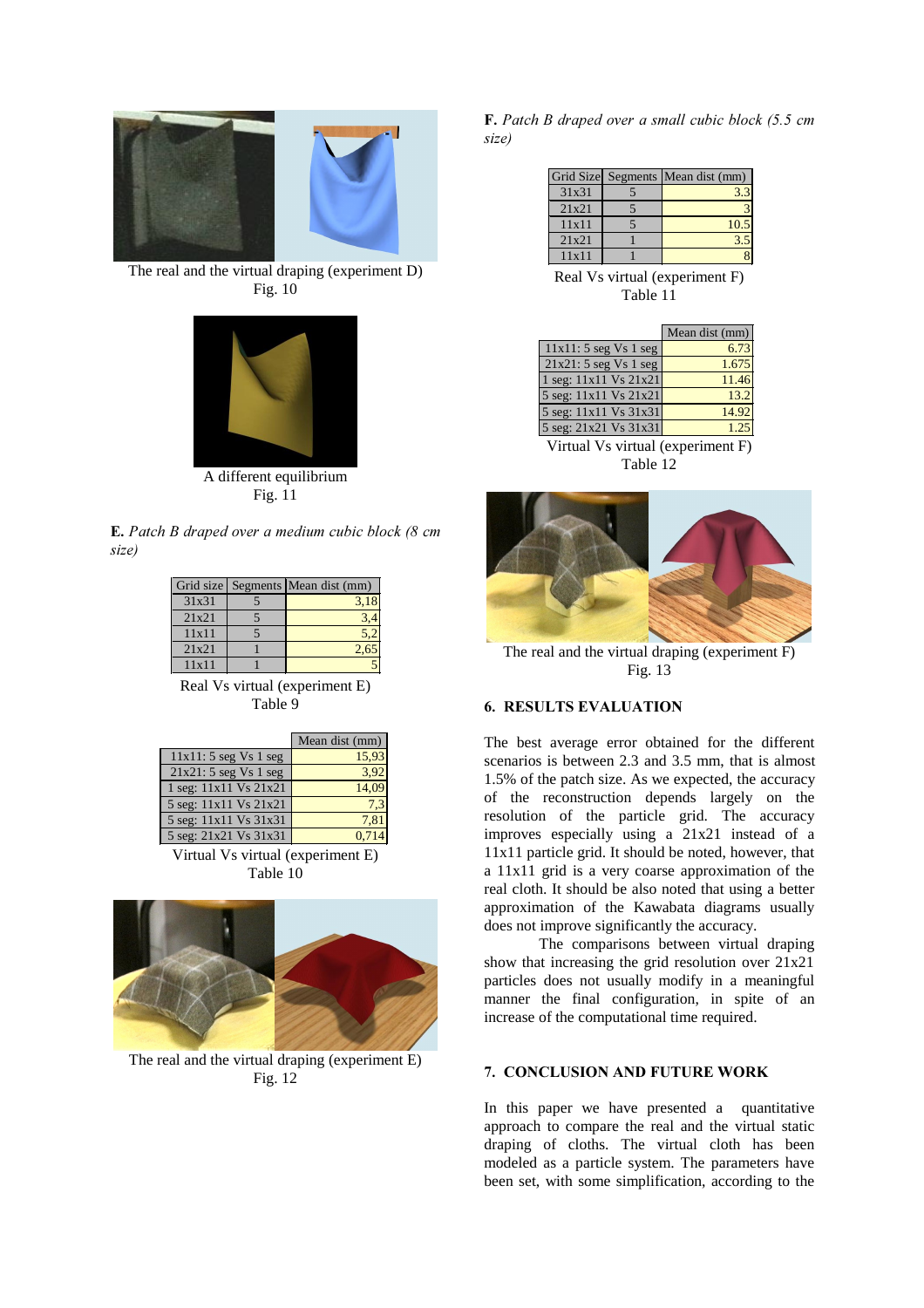The real and the virtual draping (experiment D)
Fig. 10

A different equilibrium
Fig. 11

**E.** *Patch B draped over a medium cubic block (8 cm size)*

| Grid size | Segments | Mean dist (mm) |
|---|---|---|
| 31x31 | 5 | 3,18 |
| 21x21 | 5 | 3,4 |
| 11x11 | 5 | 5,2 |
| 21x21 | 1 | 2,65 |
| 11x11 | 1 | 5 |

Real Vs virtual (experiment E)
Table 9

| | Mean dist (mm) |
|---|---|
| 11x11: 5 seg Vs 1 seg | 15,93 |
| 21x21: 5 seg Vs 1 seg | 3,92 |
| 1 seg: 11x11 Vs 21x21 | 14,09 |
| 5 seg: 11x11 Vs 21x21 | 7,3 |
| 5 seg: 11x11 Vs 31x31 | 7,81 |
| 5 seg: 21x21 Vs 31x31 | 0,714 |

Virtual Vs virtual (experiment E)
Table 10

The real and the virtual draping (experiment E)
Fig. 12

**F.** *Patch B draped over a small cubic block (5.5 cm size)*

| Grid Size | Segments | Mean dist (mm) |
|---|---|---|
| 31x31 | 5 | 3.3 |
| 21x21 | 5 | 3 |
| 11x11 | 5 | 10.5 |
| 21x21 | 1 | 3.5 |
| 11x11 | 1 | 8 |

Real Vs virtual (experiment F)
Table 11

| | Mean dist (mm) |
|---|---|
| 11x11: 5 seg Vs 1 seg | 6.73 |
| 21x21: 5 seg Vs 1 seg | 1.675 |
| 1 seg: 11x11 Vs 21x21 | 11.46 |
| 5 seg: 11x11 Vs 21x21 | 13.2 |
| 5 seg: 11x11 Vs 31x31 | 14.92 |
| 5 seg: 21x21 Vs 31x31 | 1.25 |

Virtual Vs virtual (experiment F)
Table 12

The real and the virtual draping (experiment F)
Fig. 13

## 6. RESULTS EVALUATION

The best average error obtained for the different scenarios is between 2.3 and 3.5 mm, that is almost 1.5% of the patch size. As we expected, the accuracy of the reconstruction depends largely on the resolution of the particle grid. The accuracy improves especially using a 21x21 instead of a 11x11 particle grid. It should be noted, however, that a 11x11 grid is a very coarse approximation of the real cloth. It should be also noted that using a better approximation of the Kawabata diagrams usually does not improve significantly the accuracy.

The comparisons between virtual draping show that increasing the grid resolution over 21x21 particles does not usually modify in a meaningful manner the final configuration, in spite of an increase of the computational time required.

## 7. CONCLUSION AND FUTURE WORK

In this paper we have presented a quantitative approach to compare the real and the virtual static draping of cloths. The virtual cloth has been modeled as a particle system. The parameters have been set, with some simplification, according to the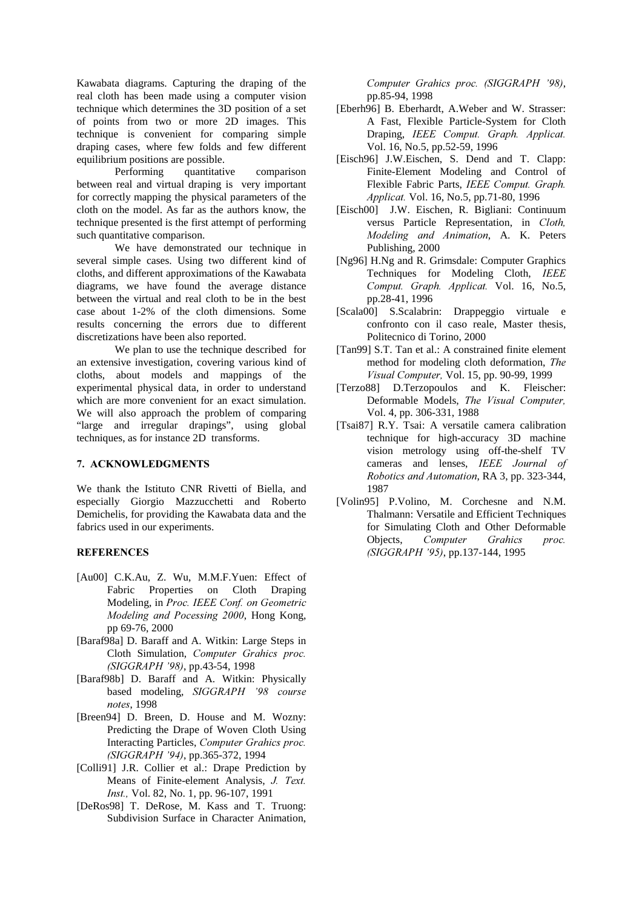Kawabata diagrams. Capturing the draping of the real cloth has been made using a computer vision technique which determines the 3D position of a set of points from two or more 2D images. This technique is convenient for comparing simple draping cases, where few folds and few different equilibrium positions are possible.

Performing quantitative comparison between real and virtual draping is very important for correctly mapping the physical parameters of the cloth on the model. As far as the authors know, the technique presented is the first attempt of performing such quantitative comparison.

We have demonstrated our technique in several simple cases. Using two different kind of cloths, and different approximations of the Kawabata diagrams, we have found the average distance between the virtual and real cloth to be in the best case about 1-2% of the cloth dimensions. Some results concerning the errors due to different discretizations have been also reported.

We plan to use the technique described for an extensive investigation, covering various kind of cloths, about models and mappings of the experimental physical data, in order to understand which are more convenient for an exact simulation. We will also approach the problem of comparing "large and irregular drapings", using global techniques, as for instance 2D transforms.

## 7. ACKNOWLEDGMENTS

We thank the Istituto CNR Rivetti of Biella, and especially Giorgio Mazzucchetti and Roberto Demichelis, for providing the Kawabata data and the fabrics used in our experiments.

## REFERENCES

[Au00] C.K.Au, Z. Wu, M.M.F.Yuen: Effect of Fabric Properties on Cloth Draping Modeling, in *Proc. IEEE Conf. on Geometric Modeling and Pocessing 2000*, Hong Kong, pp 69-76, 2000

[Baraf98a] D. Baraff and A. Witkin: Large Steps in Cloth Simulation, *Computer Grahics proc. (SIGGRAPH '98)*, pp.43-54, 1998

[Baraf98b] D. Baraff and A. Witkin: Physically based modeling, *SIGGRAPH '98 course notes*, 1998

[Breen94] D. Breen, D. House and M. Wozny: Predicting the Drape of Woven Cloth Using Interacting Particles, *Computer Grahics proc. (SIGGRAPH '94)*, pp.365-372, 1994

[Colli91] J.R. Collier et al.: Drape Prediction by Means of Finite-element Analysis, *J. Text. Inst.,* Vol. 82, No. 1, pp. 96-107, 1991

[DeRos98] T. DeRose, M. Kass and T. Truong: Subdivision Surface in Character Animation, *Computer Grahics proc. (SIGGRAPH '98)*, pp.85-94, 1998

[Eberh96] B. Eberhardt, A.Weber and W. Strasser: A Fast, Flexible Particle-System for Cloth Draping, *IEEE Comput. Graph. Applicat.* Vol. 16, No.5, pp.52-59, 1996

[Eisch96] J.W.Eischen, S. Dend and T. Clapp: Finite-Element Modeling and Control of Flexible Fabric Parts, *IEEE Comput. Graph. Applicat.* Vol. 16, No.5, pp.71-80, 1996

[Eisch00] J.W. Eischen, R. Bigliani: Continuum versus Particle Representation, in *Cloth, Modeling and Animation*, A. K. Peters Publishing, 2000

[Ng96] H.Ng and R. Grimsdale: Computer Graphics Techniques for Modeling Cloth, *IEEE Comput. Graph. Applicat.* Vol. 16, No.5, pp.28-41, 1996

[Scala00] S.Scalabrin: Drappeggio virtuale e confronto con il caso reale, Master thesis, Politecnico di Torino, 2000

[Tan99] S.T. Tan et al.: A constrained finite element method for modeling cloth deformation, *The Visual Computer,* Vol. 15, pp. 90-99, 1999

[Terzo88] D.Terzopoulos and K. Fleischer: Deformable Models, *The Visual Computer,* Vol. 4, pp. 306-331, 1988

[Tsai87] R.Y. Tsai: A versatile camera calibration technique for high-accuracy 3D machine vision metrology using off-the-shelf TV cameras and lenses, *IEEE Journal of Robotics and Automation*, RA 3, pp. 323-344, 1987

[Volin95] P.Volino, M. Corchesne and N.M. Thalmann: Versatile and Efficient Techniques for Simulating Cloth and Other Deformable Objects, *Computer Grahics proc. (SIGGRAPH '95)*, pp.137-144, 1995